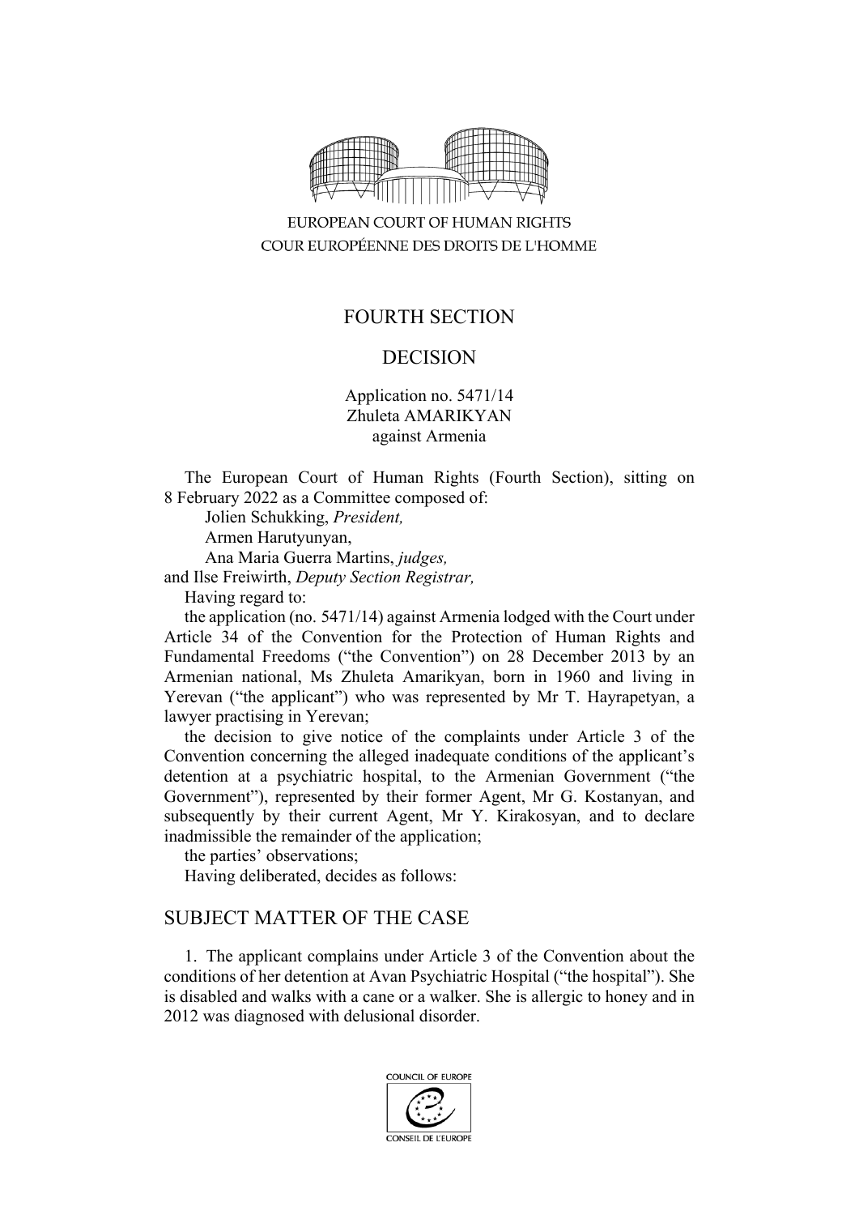EUROPEAN COURT OF HUMAN RIGHTS

COUR EUROPÉENNE DES DROITS DE L'HOMME

FOURTH SECTION

DECISION

Application no. 5471/14
Zhuleta AMARIKYAN
against Armenia

The European Court of Human Rights (Fourth Section), sitting on 8 February 2022 as a Committee composed of:

Jolien Schukking, *President,*
Armen Harutyunyan,
Ana Maria Guerra Martins, *judges,*
and Ilse Freiwirth, *Deputy Section Registrar,*

Having regard to:

the application (no. 5471/14) against Armenia lodged with the Court under Article 34 of the Convention for the Protection of Human Rights and Fundamental Freedoms ("the Convention") on 28 December 2013 by an Armenian national, Ms Zhuleta Amarikyan, born in 1960 and living in Yerevan ("the applicant") who was represented by Mr T. Hayrapetyan, a lawyer practising in Yerevan;

the decision to give notice of the complaints under Article 3 of the Convention concerning the alleged inadequate conditions of the applicant's detention at a psychiatric hospital, to the Armenian Government ("the Government"), represented by their former Agent, Mr G. Kostanyan, and subsequently by their current Agent, Mr Y. Kirakosyan, and to declare inadmissible the remainder of the application;

the parties' observations;

Having deliberated, decides as follows:

## SUBJECT MATTER OF THE CASE

1. The applicant complains under Article 3 of the Convention about the conditions of her detention at Avan Psychiatric Hospital ("the hospital"). She is disabled and walks with a cane or a walker. She is allergic to honey and in 2012 was diagnosed with delusional disorder.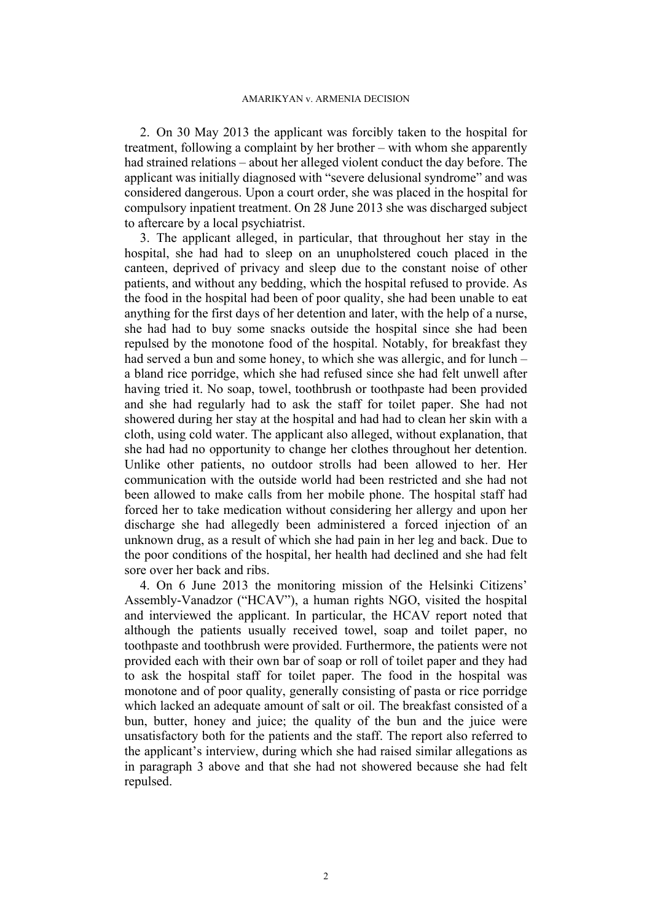2. On 30 May 2013 the applicant was forcibly taken to the hospital for treatment, following a complaint by her brother – with whom she apparently had strained relations – about her alleged violent conduct the day before. The applicant was initially diagnosed with "severe delusional syndrome" and was considered dangerous. Upon a court order, she was placed in the hospital for compulsory inpatient treatment. On 28 June 2013 she was discharged subject to aftercare by a local psychiatrist.

3. The applicant alleged, in particular, that throughout her stay in the hospital, she had had to sleep on an unupholstered couch placed in the canteen, deprived of privacy and sleep due to the constant noise of other patients, and without any bedding, which the hospital refused to provide. As the food in the hospital had been of poor quality, she had been unable to eat anything for the first days of her detention and later, with the help of a nurse, she had had to buy some snacks outside the hospital since she had been repulsed by the monotone food of the hospital. Notably, for breakfast they had served a bun and some honey, to which she was allergic, and for lunch – a bland rice porridge, which she had refused since she had felt unwell after having tried it. No soap, towel, toothbrush or toothpaste had been provided and she had regularly had to ask the staff for toilet paper. She had not showered during her stay at the hospital and had had to clean her skin with a cloth, using cold water. The applicant also alleged, without explanation, that she had had no opportunity to change her clothes throughout her detention. Unlike other patients, no outdoor strolls had been allowed to her. Her communication with the outside world had been restricted and she had not been allowed to make calls from her mobile phone. The hospital staff had forced her to take medication without considering her allergy and upon her discharge she had allegedly been administered a forced injection of an unknown drug, as a result of which she had pain in her leg and back. Due to the poor conditions of the hospital, her health had declined and she had felt sore over her back and ribs.

4. On 6 June 2013 the monitoring mission of the Helsinki Citizens' Assembly-Vanadzor ("HCAV"), a human rights NGO, visited the hospital and interviewed the applicant. In particular, the HCAV report noted that although the patients usually received towel, soap and toilet paper, no toothpaste and toothbrush were provided. Furthermore, the patients were not provided each with their own bar of soap or roll of toilet paper and they had to ask the hospital staff for toilet paper. The food in the hospital was monotone and of poor quality, generally consisting of pasta or rice porridge which lacked an adequate amount of salt or oil. The breakfast consisted of a bun, butter, honey and juice; the quality of the bun and the juice were unsatisfactory both for the patients and the staff. The report also referred to the applicant's interview, during which she had raised similar allegations as in paragraph 3 above and that she had not showered because she had felt repulsed.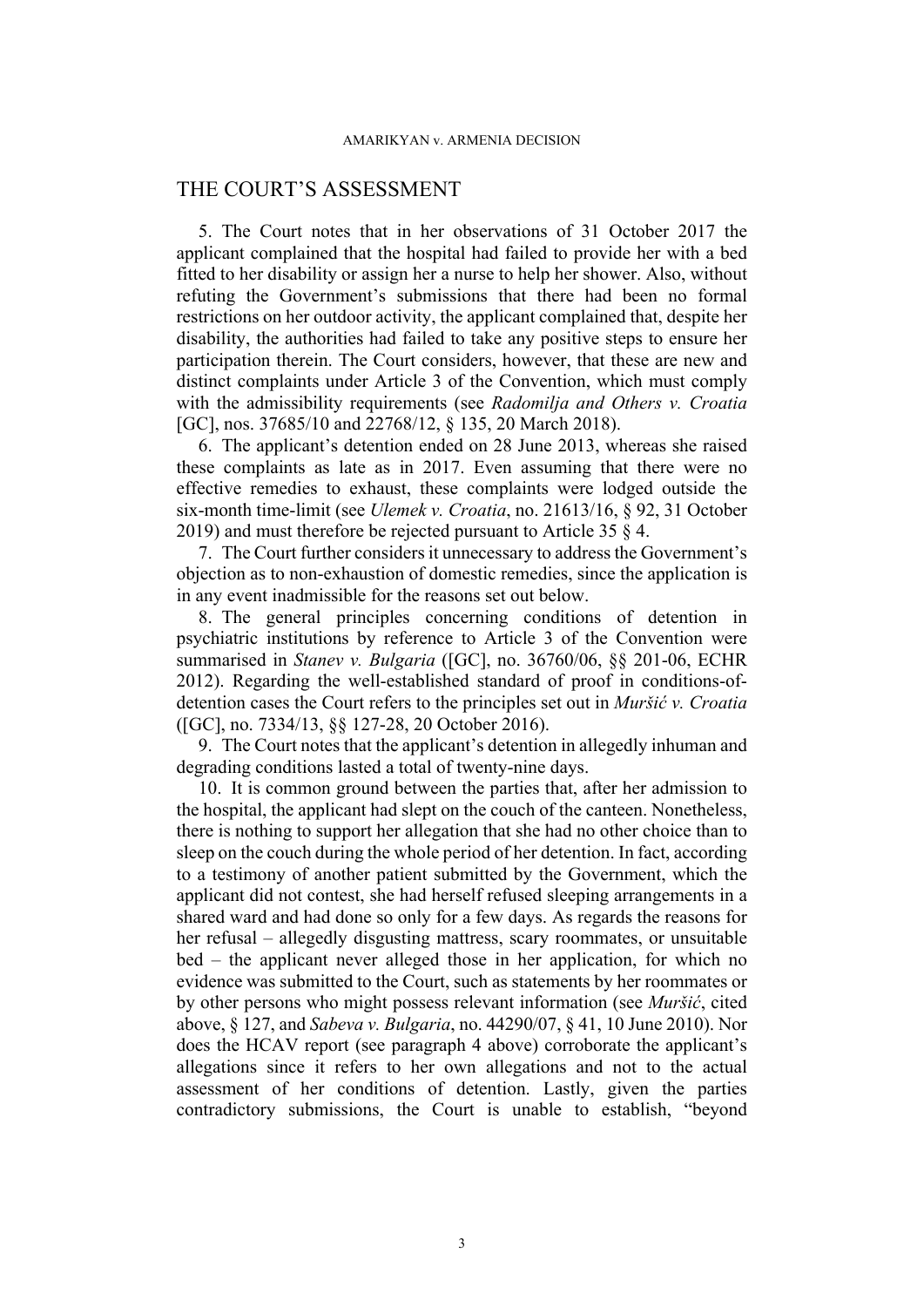## THE COURT'S ASSESSMENT

5. The Court notes that in her observations of 31 October 2017 the applicant complained that the hospital had failed to provide her with a bed fitted to her disability or assign her a nurse to help her shower. Also, without refuting the Government's submissions that there had been no formal restrictions on her outdoor activity, the applicant complained that, despite her disability, the authorities had failed to take any positive steps to ensure her participation therein. The Court considers, however, that these are new and distinct complaints under Article 3 of the Convention, which must comply with the admissibility requirements (see *Radomilja and Others v. Croatia* [GC], nos. 37685/10 and 22768/12, § 135, 20 March 2018).

6. The applicant's detention ended on 28 June 2013, whereas she raised these complaints as late as in 2017. Even assuming that there were no effective remedies to exhaust, these complaints were lodged outside the six-month time-limit (see *Ulemek v. Croatia*, no. 21613/16, § 92, 31 October 2019) and must therefore be rejected pursuant to Article 35 § 4.

7. The Court further considers it unnecessary to address the Government's objection as to non-exhaustion of domestic remedies, since the application is in any event inadmissible for the reasons set out below.

8. The general principles concerning conditions of detention in psychiatric institutions by reference to Article 3 of the Convention were summarised in *Stanev v. Bulgaria* ([GC], no. 36760/06, §§ 201-06, ECHR 2012). Regarding the well-established standard of proof in conditions-of-detention cases the Court refers to the principles set out in *Muršić v. Croatia* ([GC], no. 7334/13, §§ 127-28, 20 October 2016).

9. The Court notes that the applicant's detention in allegedly inhuman and degrading conditions lasted a total of twenty-nine days.

10. It is common ground between the parties that, after her admission to the hospital, the applicant had slept on the couch of the canteen. Nonetheless, there is nothing to support her allegation that she had no other choice than to sleep on the couch during the whole period of her detention. In fact, according to a testimony of another patient submitted by the Government, which the applicant did not contest, she had herself refused sleeping arrangements in a shared ward and had done so only for a few days. As regards the reasons for her refusal – allegedly disgusting mattress, scary roommates, or unsuitable bed – the applicant never alleged those in her application, for which no evidence was submitted to the Court, such as statements by her roommates or by other persons who might possess relevant information (see *Muršić*, cited above, § 127, and *Sabeva v. Bulgaria*, no. 44290/07, § 41, 10 June 2010). Nor does the HCAV report (see paragraph 4 above) corroborate the applicant's allegations since it refers to her own allegations and not to the actual assessment of her conditions of detention. Lastly, given the parties contradictory submissions, the Court is unable to establish, "beyond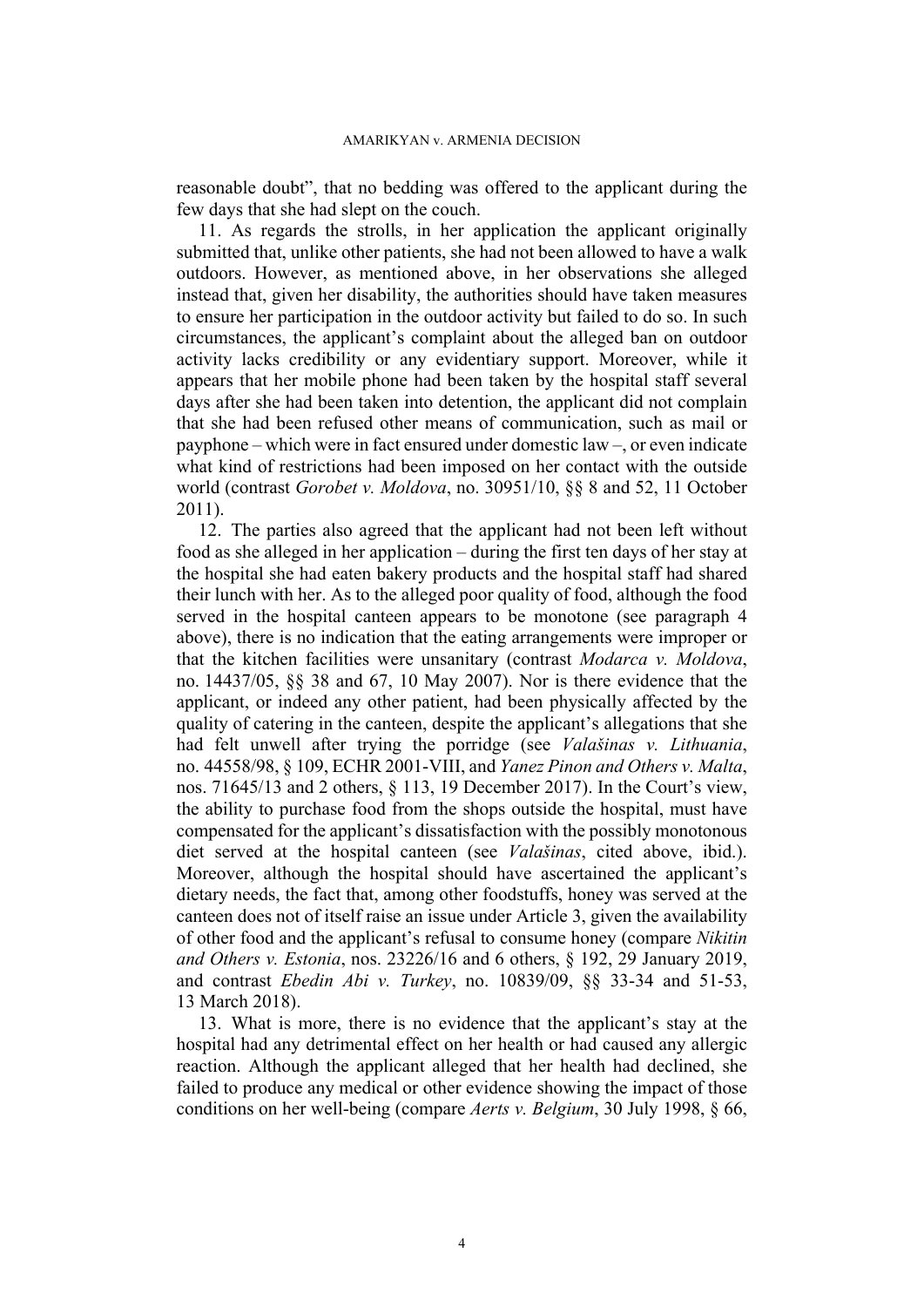reasonable doubt", that no bedding was offered to the applicant during the few days that she had slept on the couch.

11. As regards the strolls, in her application the applicant originally submitted that, unlike other patients, she had not been allowed to have a walk outdoors. However, as mentioned above, in her observations she alleged instead that, given her disability, the authorities should have taken measures to ensure her participation in the outdoor activity but failed to do so. In such circumstances, the applicant's complaint about the alleged ban on outdoor activity lacks credibility or any evidentiary support. Moreover, while it appears that her mobile phone had been taken by the hospital staff several days after she had been taken into detention, the applicant did not complain that she had been refused other means of communication, such as mail or payphone – which were in fact ensured under domestic law –, or even indicate what kind of restrictions had been imposed on her contact with the outside world (contrast *Gorobet v. Moldova*, no. 30951/10, §§ 8 and 52, 11 October 2011).

12. The parties also agreed that the applicant had not been left without food as she alleged in her application – during the first ten days of her stay at the hospital she had eaten bakery products and the hospital staff had shared their lunch with her. As to the alleged poor quality of food, although the food served in the hospital canteen appears to be monotone (see paragraph 4 above), there is no indication that the eating arrangements were improper or that the kitchen facilities were unsanitary (contrast *Modarca v. Moldova*, no. 14437/05, §§ 38 and 67, 10 May 2007). Nor is there evidence that the applicant, or indeed any other patient, had been physically affected by the quality of catering in the canteen, despite the applicant's allegations that she had felt unwell after trying the porridge (see *Valašinas v. Lithuania*, no. 44558/98, § 109, ECHR 2001-VIII, and *Yanez Pinon and Others v. Malta*, nos. 71645/13 and 2 others, § 113, 19 December 2017). In the Court's view, the ability to purchase food from the shops outside the hospital, must have compensated for the applicant's dissatisfaction with the possibly monotonous diet served at the hospital canteen (see *Valašinas*, cited above, ibid.). Moreover, although the hospital should have ascertained the applicant's dietary needs, the fact that, among other foodstuffs, honey was served at the canteen does not of itself raise an issue under Article 3, given the availability of other food and the applicant's refusal to consume honey (compare *Nikitin and Others v. Estonia*, nos. 23226/16 and 6 others, § 192, 29 January 2019, and contrast *Ebedin Abi v. Turkey*, no. 10839/09, §§ 33-34 and 51-53, 13 March 2018).

13. What is more, there is no evidence that the applicant's stay at the hospital had any detrimental effect on her health or had caused any allergic reaction. Although the applicant alleged that her health had declined, she failed to produce any medical or other evidence showing the impact of those conditions on her well-being (compare *Aerts v. Belgium*, 30 July 1998, § 66,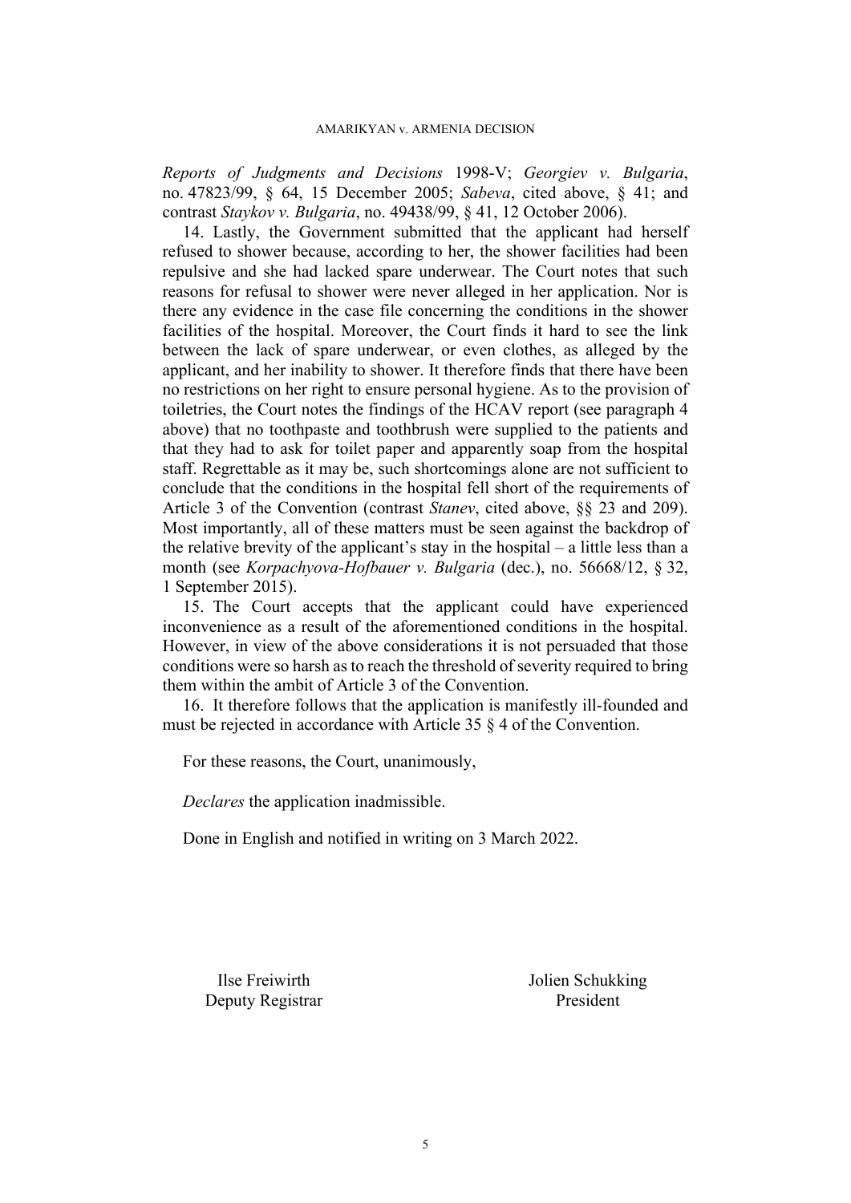*Reports of Judgments and Decisions* 1998-V; *Georgiev v. Bulgaria*, no. 47823/99, § 64, 15 December 2005; *Sabeva*, cited above, § 41; and contrast *Staykov v. Bulgaria*, no. 49438/99, § 41, 12 October 2006).

14. Lastly, the Government submitted that the applicant had herself refused to shower because, according to her, the shower facilities had been repulsive and she had lacked spare underwear. The Court notes that such reasons for refusal to shower were never alleged in her application. Nor is there any evidence in the case file concerning the conditions in the shower facilities of the hospital. Moreover, the Court finds it hard to see the link between the lack of spare underwear, or even clothes, as alleged by the applicant, and her inability to shower. It therefore finds that there have been no restrictions on her right to ensure personal hygiene. As to the provision of toiletries, the Court notes the findings of the HCAV report (see paragraph 4 above) that no toothpaste and toothbrush were supplied to the patients and that they had to ask for toilet paper and apparently soap from the hospital staff. Regrettable as it may be, such shortcomings alone are not sufficient to conclude that the conditions in the hospital fell short of the requirements of Article 3 of the Convention (contrast *Stanev*, cited above, §§ 23 and 209). Most importantly, all of these matters must be seen against the backdrop of the relative brevity of the applicant's stay in the hospital – a little less than a month (see *Korpachyova-Hofbauer v. Bulgaria* (dec.), no. 56668/12, § 32, 1 September 2015).

15. The Court accepts that the applicant could have experienced inconvenience as a result of the aforementioned conditions in the hospital. However, in view of the above considerations it is not persuaded that those conditions were so harsh as to reach the threshold of severity required to bring them within the ambit of Article 3 of the Convention.

16. It therefore follows that the application is manifestly ill-founded and must be rejected in accordance with Article 35 § 4 of the Convention.

For these reasons, the Court, unanimously,

*Declares* the application inadmissible.

Done in English and notified in writing on 3 March 2022.

Ilse Freiwirth
Deputy Registrar

Jolien Schukking
President